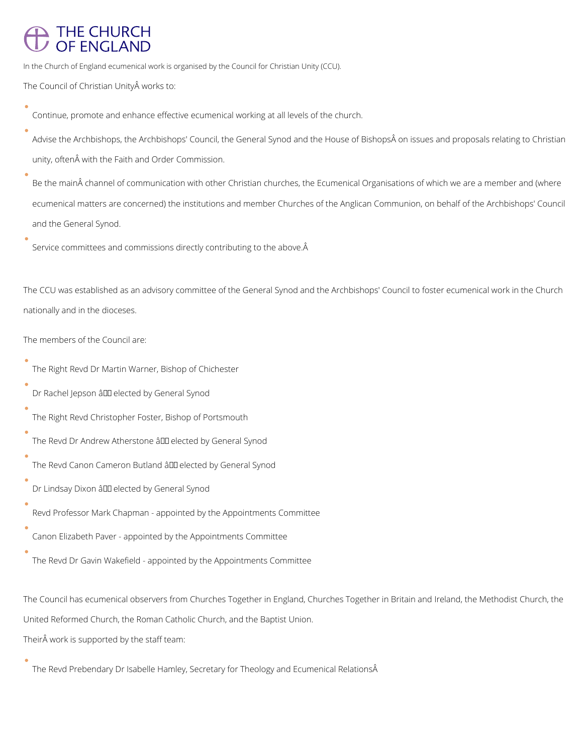# THE CHURCH OF ENGLAND

In the Church of England ecumenical work is organised by the Council for Christian Unity (CCU).

The Council of Christian UnityÂ works to:

- Continue, promote and enhance effective ecumenical working at all levels of the church.
- Advise the Archbishops, the Archbishops' Council, the General Synod and the House of BishopsÂ on issues and proposals relating to Christian unity, oftenÂ with the Faith and Order Commission.
- Be the mainÂ channel of communication with other Christian churches, the Ecumenical Organisations of which we are a member and (where ecumenical matters are concerned) the institutions and member Churches of the Anglican Communion, on behalf of the Archbishops' Council and the General Synod.
- Service committees and commissions directly contributing to the above.Â

The CCU was established as an advisory committee of the General Synod and the Archbishops' Council to foster ecumenical work in the Church nationally and in the dioceses.

The members of the Council are:

- The Right Revd Dr Martin Warner, Bishop of Chichester
- Dr Rachel Jepson â elected by General Synod
- The Right Revd Christopher Foster, Bishop of Portsmouth
- The Revd Dr Andrew Atherstone â elected by General Synod
- The Revd Canon Cameron Butland â elected by General Synod
- Dr Lindsay Dixon â elected by General Synod
- Revd Professor Mark Chapman - appointed by the Appointments Committee
- Canon Elizabeth Paver - appointed by the Appointments Committee
- The Revd Dr Gavin Wakefield - appointed by the Appointments Committee

The Council has ecumenical observers from Churches Together in England, Churches Together in Britain and Ireland, the Methodist Church, the United Reformed Church, the Roman Catholic Church, and the Baptist Union.

TheirÂ work is supported by the staff team:

- The Revd Prebendary Dr Isabelle Hamley, Secretary for Theology and Ecumenical RelationsÂ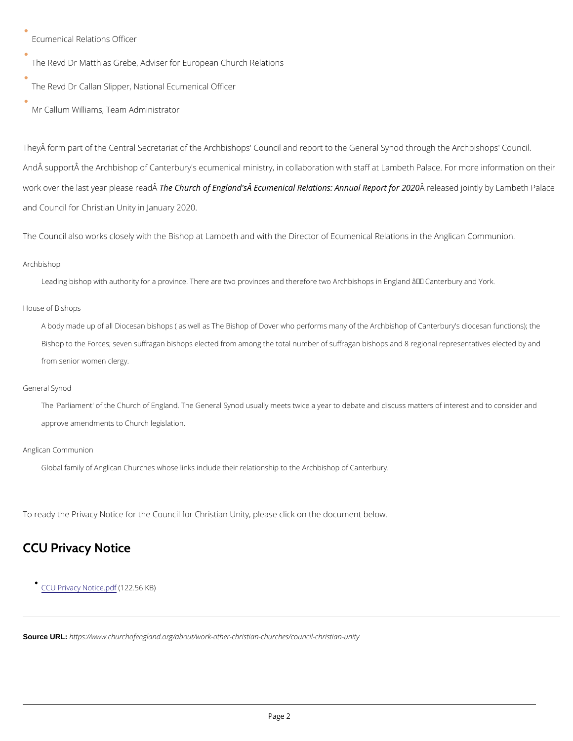- Ecumenical Relations Officer
- The Revd Dr Matthias Grebe, Adviser for European Church Relations
- The Revd Dr Callan Slipper, National Ecumenical Officer
- Mr Callum Williams, Team Administrator

TheyÂ form part of the Central Secretariat of the Archbishops' Council and report to the General Synod through the Archbishops' Council. AndÂ supportÂ the Archbishop of Canterbury's ecumenical ministry, in collaboration with staff at Lambeth Palace. For more information on their work over the last year please readÂ *The Church of England'sÂ Ecumenical Relations: Annual Report for 2020*Â released jointly by Lambeth Palace and Council for Christian Unity in January 2020.

The Council also works closely with the Bishop at Lambeth and with the Director of Ecumenical Relations in the Anglican Communion.

Archbishop

Leading bishop with authority for a province. There are two provinces and therefore two Archbishops in England â Canterbury and York.

House of Bishops

A body made up of all Diocesan bishops ( as well as The Bishop of Dover who performs many of the Archbishop of Canterbury's diocesan functions); the Bishop to the Forces; seven suffragan bishops elected from among the total number of suffragan bishops and 8 regional representatives elected by and from senior women clergy.

General Synod

The 'Parliament' of the Church of England. The General Synod usually meets twice a year to debate and discuss matters of interest and to consider and approve amendments to Church legislation.

Anglican Communion

Global family of Anglican Churches whose links include their relationship to the Archbishop of Canterbury.

To ready the Privacy Notice for the Council for Christian Unity, please click on the document below.

## CCU Privacy Notice

- CCU Privacy Notice.pdf (122.56 KB)

---

**Source URL:** *https://www.churchofengland.org/about/work-other-christian-churches/council-christian-unity*